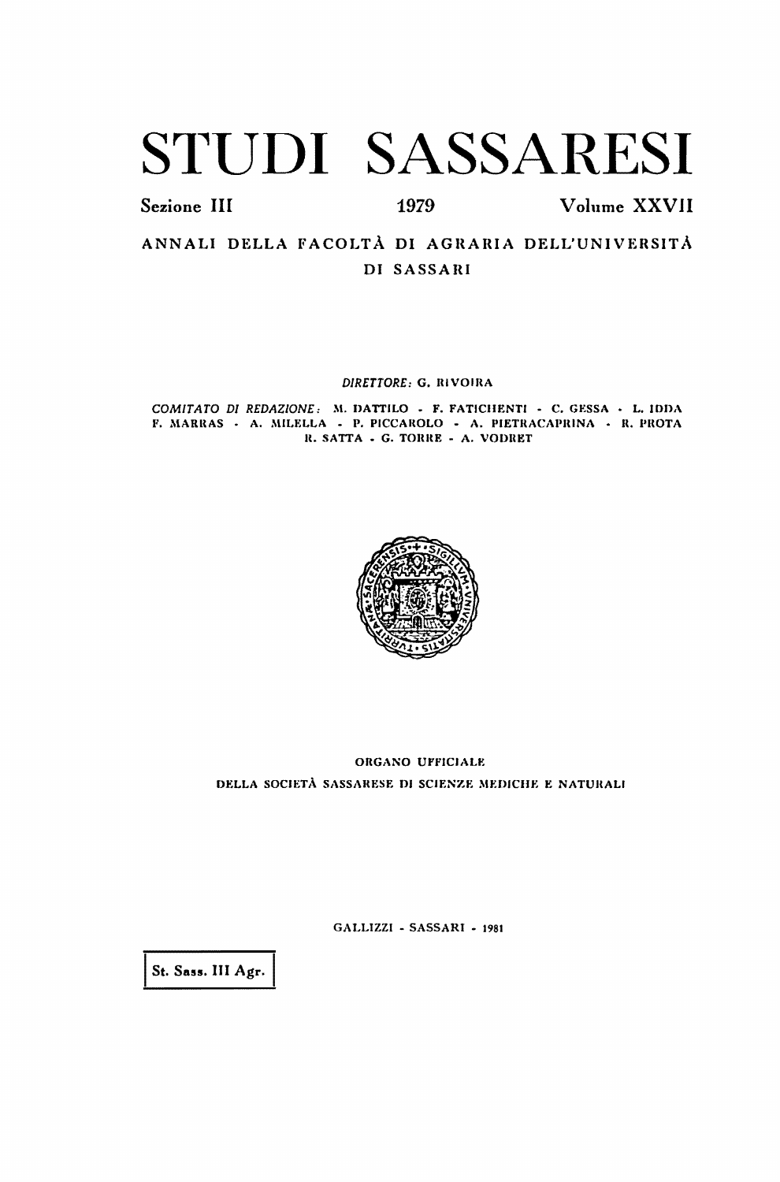# STUDI SASSARESI

Sezione III | 1979 | Volume XXVII

ANNALI DELLA FACOLTÀ DI AGRARIA DELL'UNIVERSITÀ DI SASSARI

*DIRETTORE:* G. RIVOIRA

*COMITATO DI REDAZIONE:* M. DATTILO - F. FATICHENTI - C. GESSA - L. IDDA
F. MARRAS - A. MILELLA - P. PICCAROLO - A. PIETRACAPRINA - R. PROTA
R. SATTA - G. TORRE - A. VODRET

ORGANO UFFICIALE
DELLA SOCIETÀ SASSARESE DI SCIENZE MEDICHE E NATURALI

GALLIZZI - SASSARI - 1981

St. Sass. III Agr.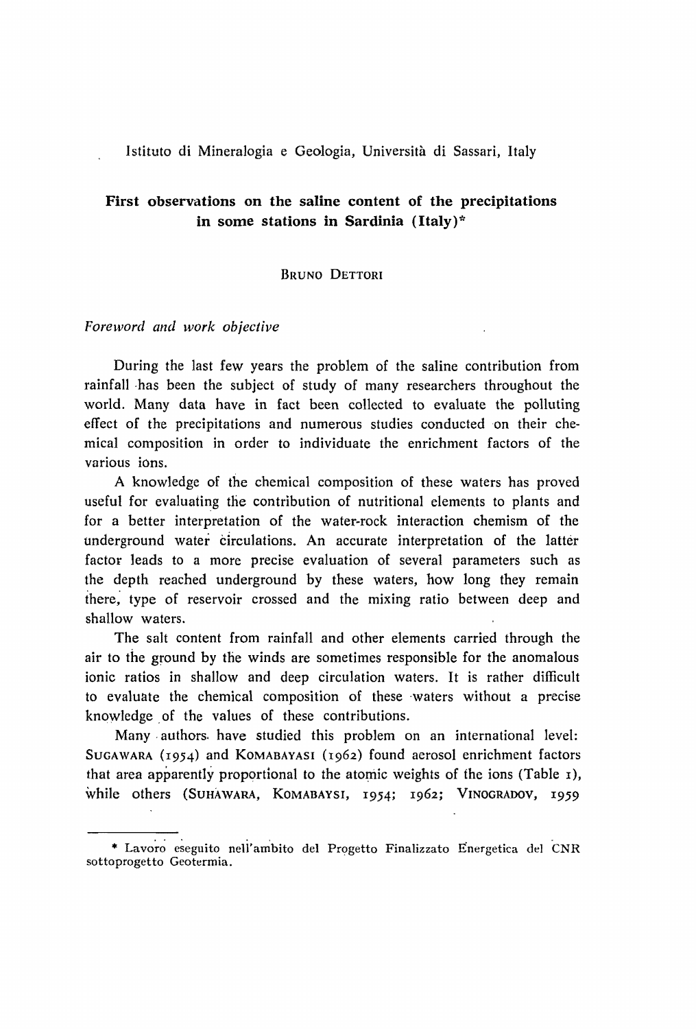Istituto di Mineralogia e Geologia, Università di Sassari, Italy

# First observations on the saline content of the precipitations in some stations in Sardinia (Italy)*

BRUNO DETTORI

## *Foreword and work objective*

During the last few years the problem of the saline contribution from rainfall has been the subject of study of many researchers throughout the world. Many data have in fact been collected to evaluate the polluting effect of the precipitations and numerous studies conducted on their chemical composition in order to individuate the enrichment factors of the various ions.

A knowledge of the chemical composition of these waters has proved useful for evaluating the contribution of nutritional elements to plants and for a better interpretation of the water-rock interaction chemism of the underground water circulations. An accurate interpretation of the latter factor leads to a more precise evaluation of several parameters such as the depth reached underground by these waters, how long they remain there, type of reservoir crossed and the mixing ratio between deep and shallow waters.

The salt content from rainfall and other elements carried through the air to the ground by the winds are sometimes responsible for the anomalous ionic ratios in shallow and deep circulation waters. It is rather difficult to evaluate the chemical composition of these waters without a precise knowledge of the values of these contributions.

Many authors have studied this problem on an international level: SUGAWARA (1954) and KOMABAYASI (1962) found aerosol enrichment factors that area apparently proportional to the atomic weights of the ions (Table 1), while others (SUHAWARA, KOMABAYSI, 1954; 1962; VINOGRADOV, 1959

---

* Lavoro eseguito nell'ambito del Progetto Finalizzato Energetica del CNR sottoprogetto Geotermia.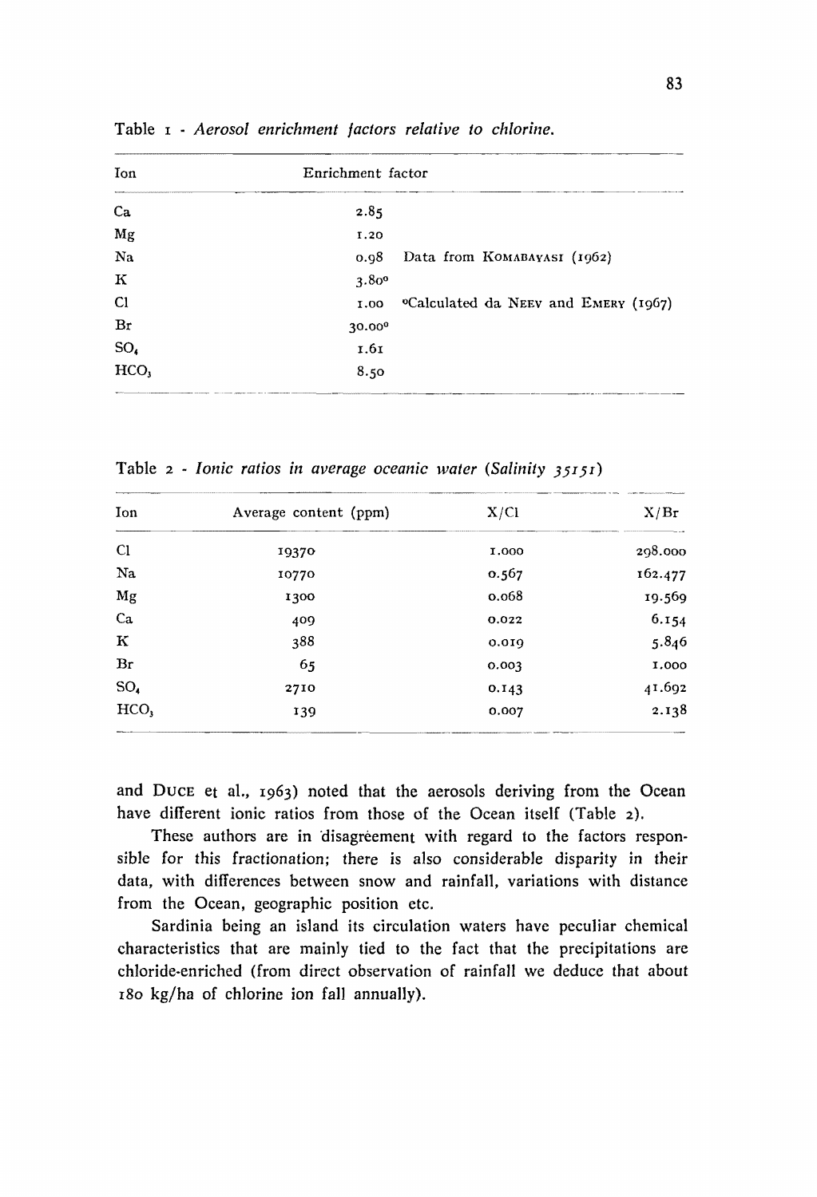Table 1 - *Aerosol enrichment factors relative to chlorine.*

| Ion | Enrichment factor | |
|---|---|---|
| Ca | 2.85 | |
| Mg | 1.20 | |
| Na | 0.98 | Data from KOMABAYASI (1962) |
| K | 3.80° | |
| Cl | 1.00 | °Calculated da NEEV and EMERY (1967) |
| Br | 30.00° | |
| $SO_4$ | 1.61 | |
| $HCO_3$ | 8.50 | |

Table 2 - *Ionic ratios in average oceanic water (Salinity 35151)*

| Ion | Average content (ppm) | X/Cl | X/Br |
|---|---|---|---|
| Cl | 19370 | 1.000 | 298.000 |
| Na | 10770 | 0.567 | 162.477 |
| Mg | 1300 | 0.068 | 19.569 |
| Ca | 409 | 0.022 | 6.154 |
| K | 388 | 0.019 | 5.846 |
| Br | 65 | 0.003 | 1.000 |
| $SO_4$ | 2710 | 0.143 | 41.692 |
| $HCO_3$ | 139 | 0.007 | 2.138 |

and DUCE et al., 1963) noted that the aerosols deriving from the Ocean have different ionic ratios from those of the Ocean itself (Table 2).

These authors are in disagreement with regard to the factors responsible for this fractionation; there is also considerable disparity in their data, with differences between snow and rainfall, variations with distance from the Ocean, geographic position etc.

Sardinia being an island its circulation waters have peculiar chemical characteristics that are mainly tied to the fact that the precipitations are chloride-enriched (from direct observation of rainfall we deduce that about 180 kg/ha of chlorine ion fall annually).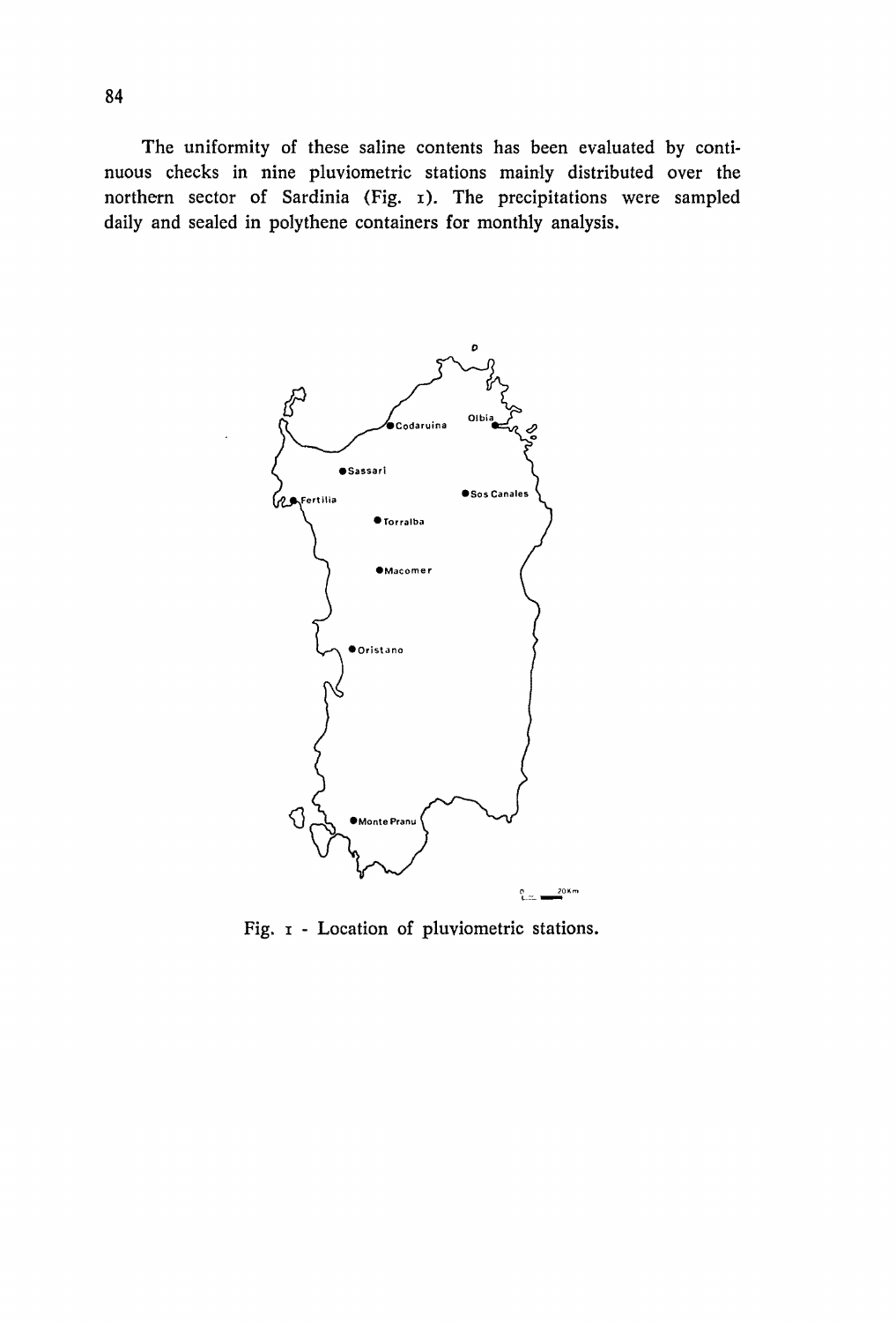The uniformity of these saline contents has been evaluated by continuous checks in nine pluviometric stations mainly distributed over the northern sector of Sardinia (Fig. 1). The precipitations were sampled daily and sealed in polythene containers for monthly analysis.

Fig. 1 - Location of pluviometric stations.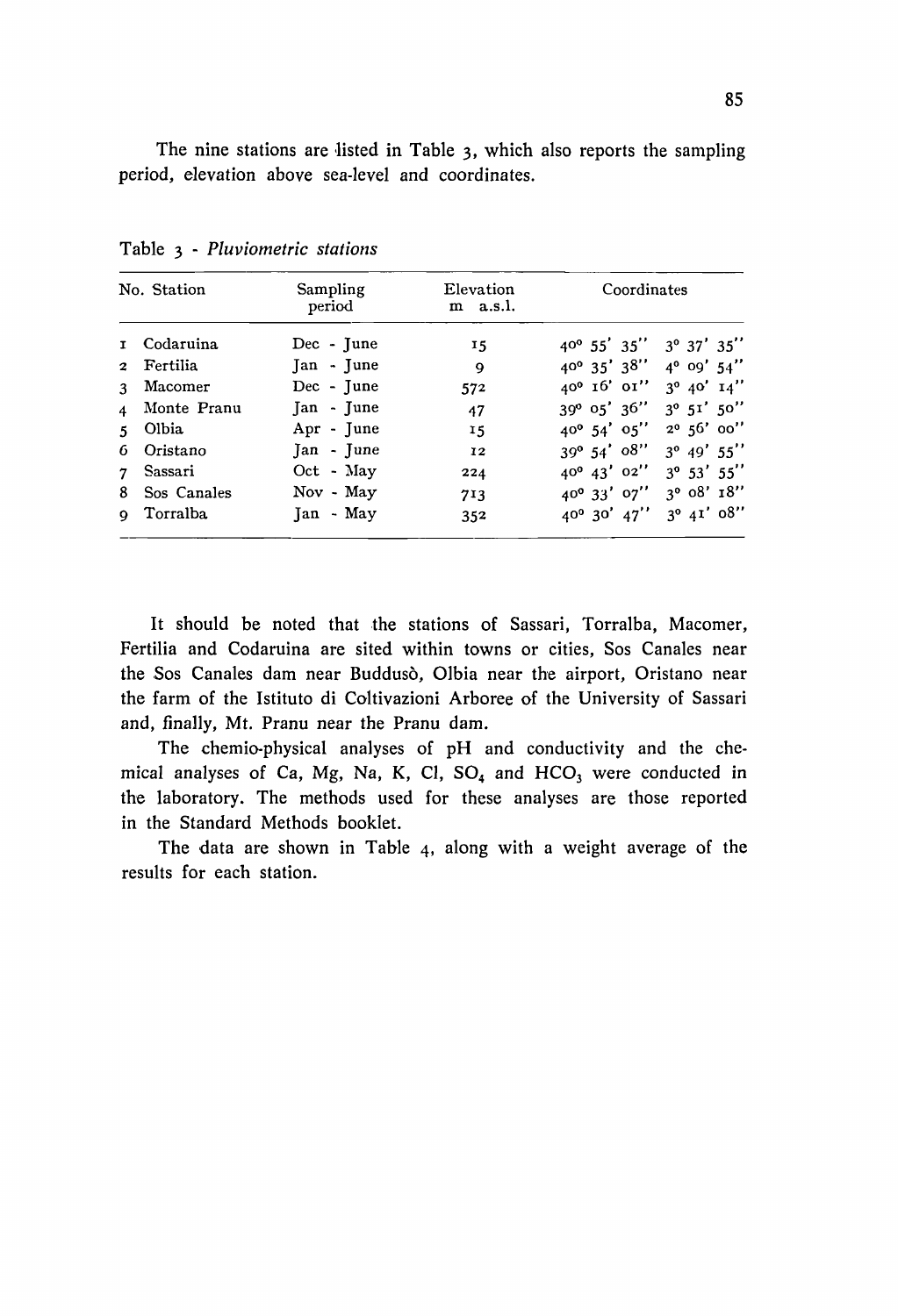The nine stations are listed in Table 3, which also reports the sampling period, elevation above sea-level and coordinates.

Table 3 - *Pluviometric stations*

| No. | Station | Sampling period | Elevation m a.s.l. | Coordinates | |
|---|---|---|---|---|---|
| 1 | Codaruina | Dec - June | 15 | 40° 55' 35'' | 3° 37' 35'' |
| 2 | Fertilia | Jan - June | 9 | 40° 35' 38'' | 4° 09' 54'' |
| 3 | Macomer | Dec - June | 572 | 40° 16' 01'' | 3° 40' 14'' |
| 4 | Monte Pranu | Jan - June | 47 | 39° 05' 36'' | 3° 51' 50'' |
| 5 | Olbia | Apr - June | 15 | 40° 54' 05'' | 2° 56' 00'' |
| 6 | Oristano | Jan - June | 12 | 39° 54' 08'' | 3° 49' 55'' |
| 7 | Sassari | Oct - May | 224 | 40° 43' 02'' | 3° 53' 55'' |
| 8 | Sos Canales | Nov - May | 713 | 40° 33' 07'' | 3° 08' 18'' |
| 9 | Torralba | Jan - May | 352 | 40° 30' 47'' | 3° 41' 08'' |

It should be noted that the stations of Sassari, Torralba, Macomer, Fertilia and Codaruina are sited within towns or cities, Sos Canales near the Sos Canales dam near Buddusò, Olbia near the airport, Oristano near the farm of the Istituto di Coltivazioni Arboree of the University of Sassari and, finally, Mt. Pranu near the Pranu dam.

The chemio-physical analyses of pH and conductivity and the chemical analyses of Ca, Mg, Na, K, Cl, $SO_4$ and $HCO_3$ were conducted in the laboratory. The methods used for these analyses are those reported in the Standard Methods booklet.

The data are shown in Table 4, along with a weight average of the results for each station.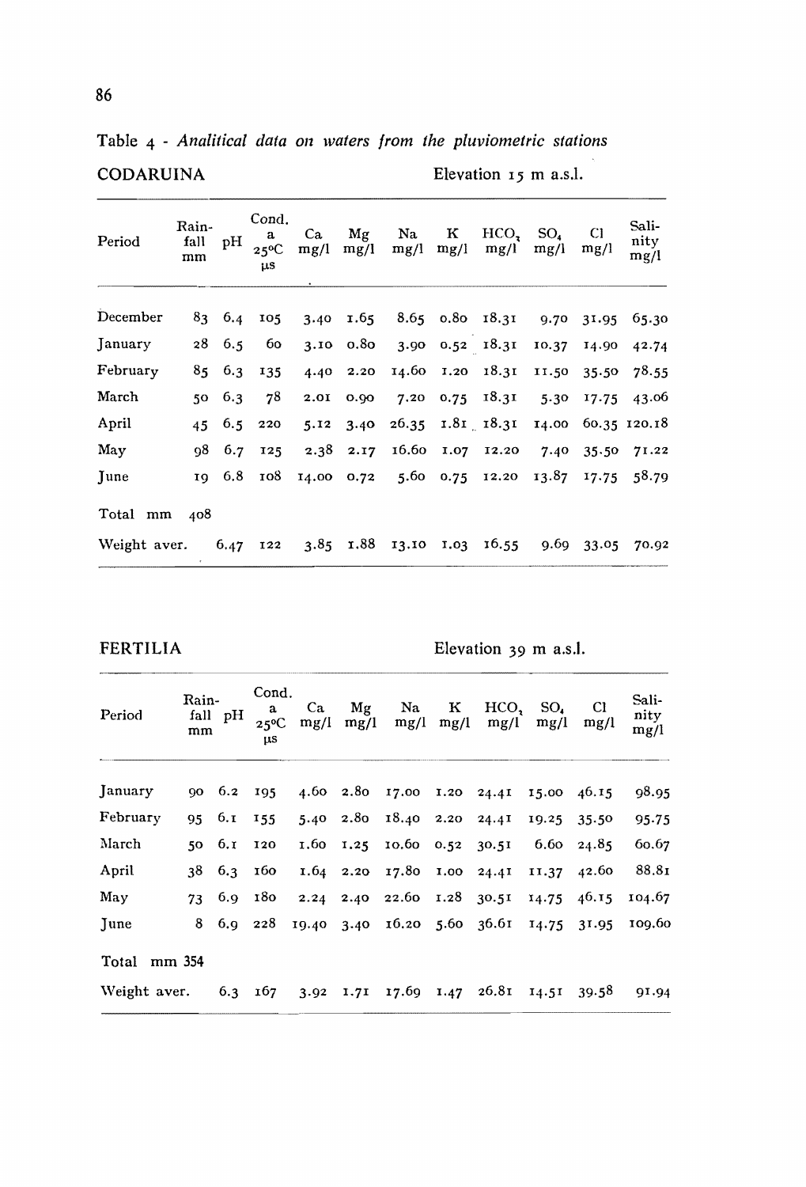Table 4 - *Analitical data on waters from the pluviometric stations*

CODARUINA Elevation 15 m a.s.l.

| Period | Rain-fall mm | pH | Cond. a 25°C µs | Ca mg/l | Mg mg/l | Na mg/l | K mg/l | $HCO_3$ mg/l | $SO_4$ mg/l | Cl mg/l | Sali-nity mg/l |
|---|---|---|---|---|---|---|---|---|---|---|---|
| December | 83 | 6.4 | 105 | 3.40 | 1.65 | 8.65 | 0.80 | 18.31 | 9.70 | 31.95 | 65.30 |
| January | 28 | 6.5 | 60 | 3.10 | 0.80 | 3.90 | 0.52 | 18.31 | 10.37 | 14.90 | 42.74 |
| February | 85 | 6.3 | 135 | 4.40 | 2.20 | 14.60 | 1.20 | 18.31 | 11.50 | 35.50 | 78.55 |
| March | 50 | 6.3 | 78 | 2.01 | 0.90 | 7.20 | 0.75 | 18.31 | 5.30 | 17.75 | 43.06 |
| April | 45 | 6.5 | 220 | 5.12 | 3.40 | 26.35 | 1.81 | 18.31 | 14.00 | 60.35 | 120.18 |
| May | 98 | 6.7 | 125 | 2.38 | 2.17 | 16.60 | 1.07 | 12.20 | 7.40 | 35.50 | 71.22 |
| June | 19 | 6.8 | 108 | 14.00 | 0.72 | 5.60 | 0.75 | 12.20 | 13.87 | 17.75 | 58.79 |
| Total mm | 408 | | | | | | | | | | |
| Weight aver. | | 6.47 | 122 | 3.85 | 1.88 | 13.10 | 1.03 | 16.55 | 9.69 | 33.05 | 70.92 |

FERTILIA Elevation 39 m a.s.l.

| Period | Rain-fall mm | pH | Cond. a 25°C µs | Ca mg/l | Mg mg/l | Na mg/l | K mg/l | $HCO_3$ mg/l | $SO_4$ mg/l | Cl mg/l | Sali-nity mg/l |
|---|---|---|---|---|---|---|---|---|---|---|---|
| January | 90 | 6.2 | 195 | 4.60 | 2.80 | 17.00 | 1.20 | 24.41 | 15.00 | 46.15 | 98.95 |
| February | 95 | 6.1 | 155 | 5.40 | 2.80 | 18.40 | 2.20 | 24.41 | 19.25 | 35.50 | 95.75 |
| March | 50 | 6.1 | 120 | 1.60 | 1.25 | 10.60 | 0.52 | 30.51 | 6.60 | 24.85 | 60.67 |
| April | 38 | 6.3 | 160 | 1.64 | 2.20 | 17.80 | 1.00 | 24.41 | 11.37 | 42.60 | 88.81 |
| May | 73 | 6.9 | 180 | 2.24 | 2.40 | 22.60 | 1.28 | 30.51 | 14.75 | 46.15 | 104.67 |
| June | 8 | 6.9 | 228 | 19.40 | 3.40 | 16.20 | 5.60 | 36.61 | 14.75 | 31.95 | 109.60 |
| Total mm | 354 | | | | | | | | | | |
| Weight aver. | | 6.3 | 167 | 3.92 | 1.71 | 17.69 | 1.47 | 26.81 | 14.51 | 39.58 | 91.94 |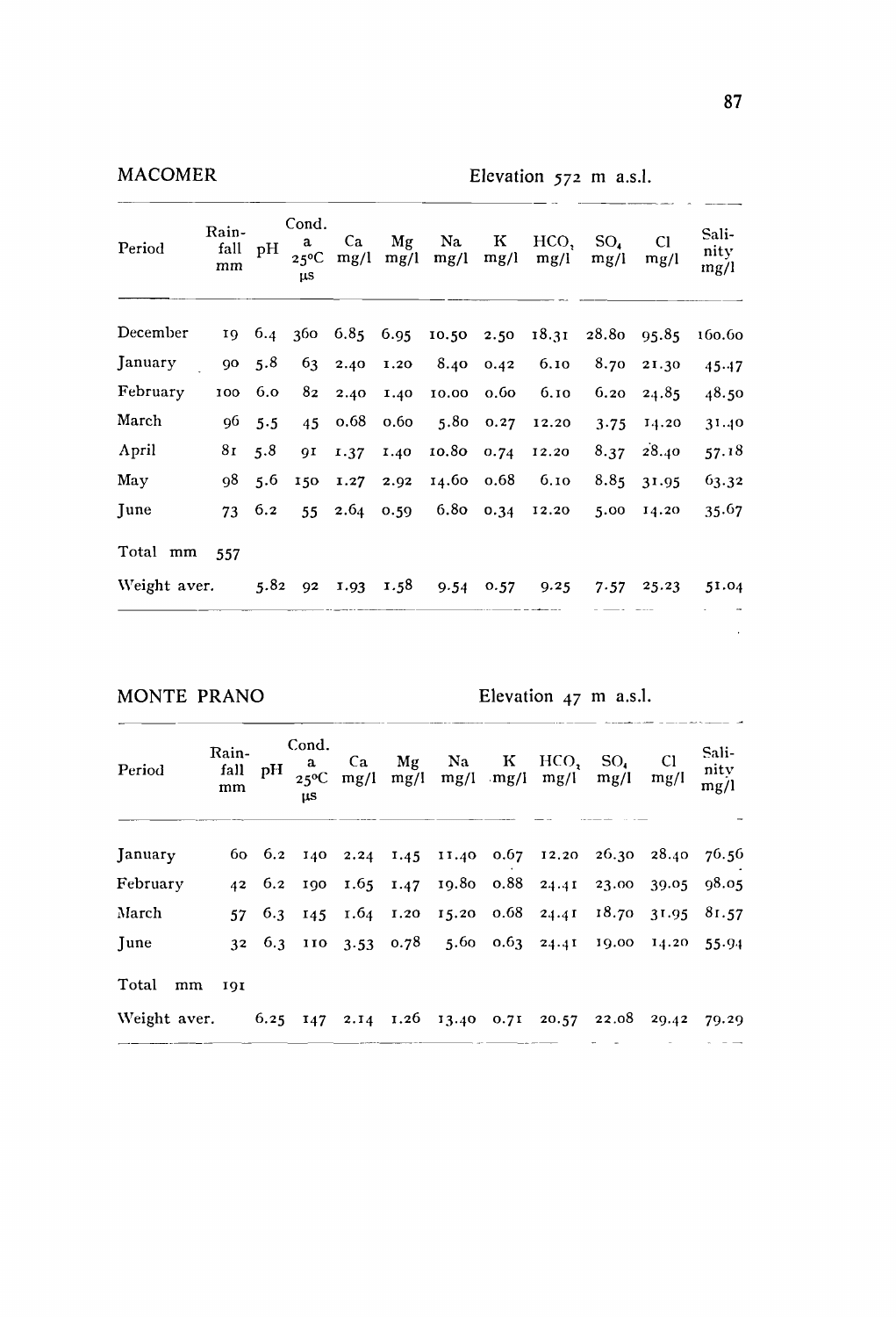MACOMER — Elevation 572 m a.s.l.

| Period | Rain-fall mm | pH | Cond. a 25°C µs | Ca mg/l | Mg mg/l | Na mg/l | K mg/l | $HCO_3$ mg/l | $SO_4$ mg/l | Cl mg/l | Sali-nity mg/l |
|---|---|---|---|---|---|---|---|---|---|---|---|
| December | 19 | 6.4 | 360 | 6.85 | 6.95 | 10.50 | 2.50 | 18.31 | 28.80 | 95.85 | 160.60 |
| January | 90 | 5.8 | 63 | 2.40 | 1.20 | 8.40 | 0.42 | 6.10 | 8.70 | 21.30 | 45.47 |
| February | 100 | 6.0 | 82 | 2.40 | 1.40 | 10.00 | 0.60 | 6.10 | 6.20 | 24.85 | 48.50 |
| March | 96 | 5.5 | 45 | 0.68 | 0.60 | 5.80 | 0.27 | 12.20 | 3.75 | 14.20 | 31.40 |
| April | 81 | 5.8 | 91 | 1.37 | 1.40 | 10.80 | 0.74 | 12.20 | 8.37 | 28.40 | 57.18 |
| May | 98 | 5.6 | 150 | 1.27 | 2.92 | 14.60 | 0.68 | 6.10 | 8.85 | 31.95 | 63.32 |
| June | 73 | 6.2 | 55 | 2.64 | 0.59 | 6.80 | 0.34 | 12.20 | 5.00 | 14.20 | 35.67 |
| Total mm | 557 | | | | | | | | | | |
| Weight aver. | | 5.82 | 92 | 1.93 | 1.58 | 9.54 | 0.57 | 9.25 | 7.57 | 25.23 | 51.04 |

MONTE PRANO — Elevation 47 m a.s.l.

| Period | Rain-fall mm | pH | Cond. a 25°C µs | Ca mg/l | Mg mg/l | Na mg/l | K mg/l | $HCO_3$ mg/l | $SO_4$ mg/l | Cl mg/l | Sali-nity mg/l |
|---|---|---|---|---|---|---|---|---|---|---|---|
| January | 60 | 6.2 | 140 | 2.24 | 1.45 | 11.40 | 0.67 | 12.20 | 26.30 | 28.40 | 76.56 |
| February | 42 | 6.2 | 190 | 1.65 | 1.47 | 19.80 | 0.88 | 24.41 | 23.00 | 39.05 | 98.05 |
| March | 57 | 6.3 | 145 | 1.64 | 1.20 | 15.20 | 0.68 | 24.41 | 18.70 | 31.95 | 81.57 |
| June | 32 | 6.3 | 110 | 3.53 | 0.78 | 5.60 | 0.63 | 24.41 | 19.00 | 14.20 | 55.94 |
| Total mm | 191 | | | | | | | | | | |
| Weight aver. | | 6.25 | 147 | 2.14 | 1.26 | 13.40 | 0.71 | 20.57 | 22.08 | 29.42 | 79.29 |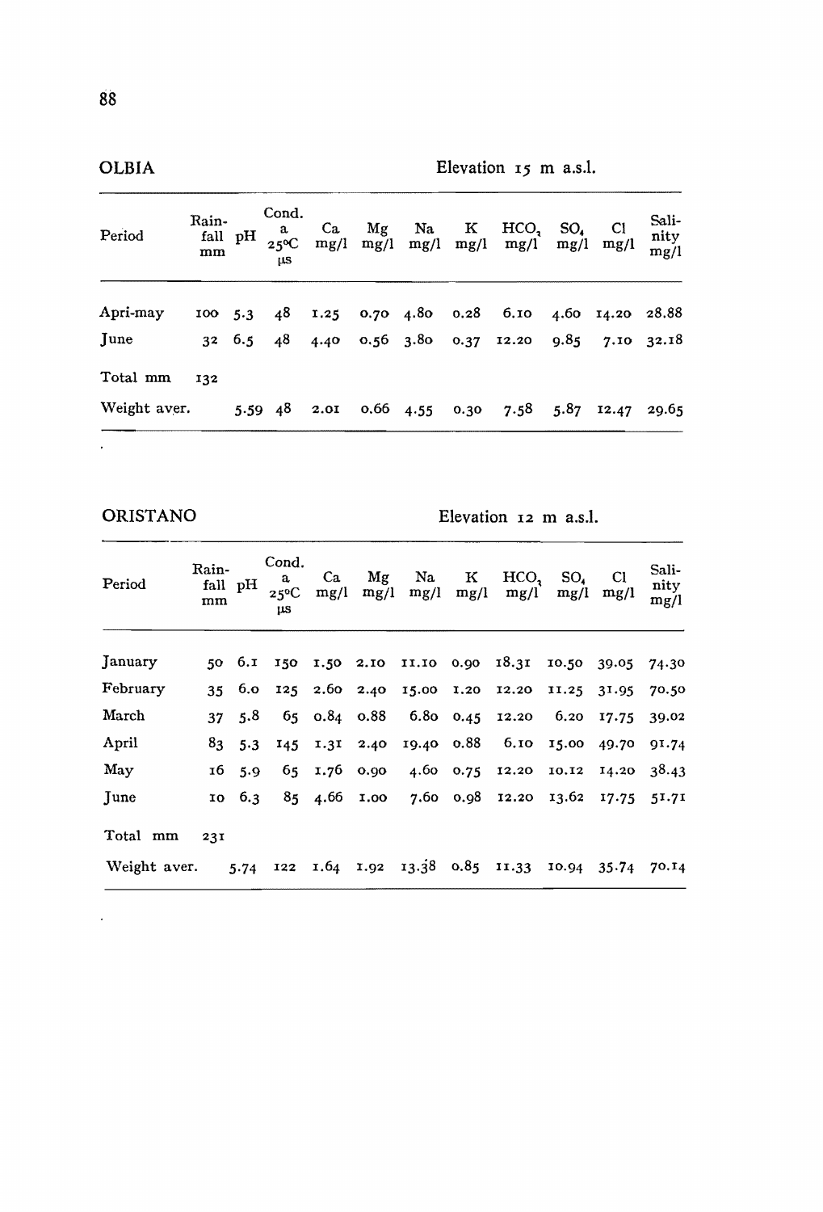## OLBIA

Elevation 15 m a.s.l.

| Period | Rain-fall mm | pH | Cond. a 25°C μs | Ca mg/l | Mg mg/l | Na mg/l | K mg/l | $HCO_3$ mg/l | $SO_4$ mg/l | Cl mg/l | Sali-nity mg/l |
|---|---|---|---|---|---|---|---|---|---|---|---|
| Apri-may | 100 | 5.3 | 48 | 1.25 | 0.70 | 4.80 | 0.28 | 6.10 | 4.60 | 14.20 | 28.88 |
| June | 32 | 6.5 | 48 | 4.40 | 0.56 | 3.80 | 0.37 | 12.20 | 9.85 | 7.10 | 32.18 |
| Total mm | 132 | | | | | | | | | | |
| Weight aver. | | 5.59 | 48 | 2.01 | 0.66 | 4.55 | 0.30 | 7.58 | 5.87 | 12.47 | 29.65 |

## ORISTANO

Elevation 12 m a.s.l.

| Period | Rain-fall mm | pH | Cond. a 25°C μs | Ca mg/l | Mg mg/l | Na mg/l | K mg/l | $HCO_3$ mg/l | $SO_4$ mg/l | Cl mg/l | Sali-nity mg/l |
|---|---|---|---|---|---|---|---|---|---|---|---|
| January | 50 | 6.1 | 150 | 1.50 | 2.10 | 11.10 | 0.90 | 18.31 | 10.50 | 39.05 | 74.30 |
| February | 35 | 6.0 | 125 | 2.60 | 2.40 | 15.00 | 1.20 | 12.20 | 11.25 | 31.95 | 70.50 |
| March | 37 | 5.8 | 65 | 0.84 | 0.88 | 6.80 | 0.45 | 12.20 | 6.20 | 17.75 | 39.02 |
| April | 83 | 5.3 | 145 | 1.31 | 2.40 | 19.40 | 0.88 | 6.10 | 15.00 | 49.70 | 91.74 |
| May | 16 | 5.9 | 65 | 1.76 | 0.90 | 4.60 | 0.75 | 12.20 | 10.12 | 14.20 | 38.43 |
| June | 10 | 6.3 | 85 | 4.66 | 1.00 | 7.60 | 0.98 | 12.20 | 13.62 | 17.75 | 51.71 |
| Total mm | 231 | | | | | | | | | | |
| Weight aver. | | 5.74 | 122 | 1.64 | 1.92 | 13.38 | 0.85 | 11.33 | 10.94 | 35.74 | 70.14 |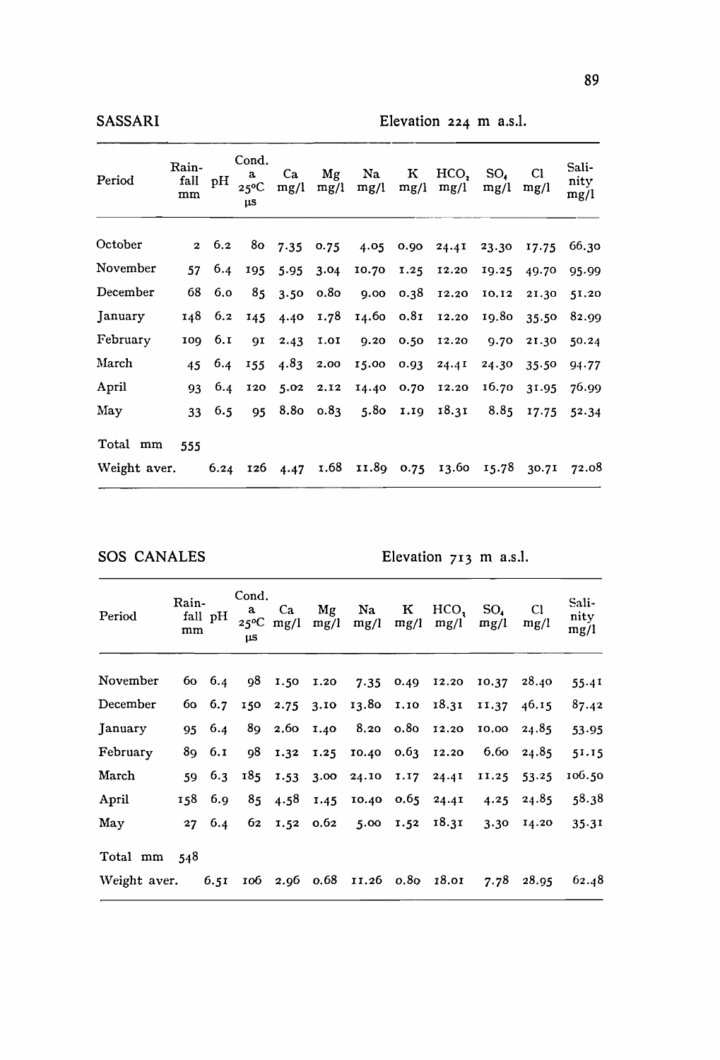## SASSARI

Elevation 224 m a.s.l.

| Period | Rainfall mm | pH | Cond. a 25°C μs | Ca mg/l | Mg mg/l | Na mg/l | K mg/l | $HCO_3$ mg/l | $SO_4$ mg/l | Cl mg/l | Salinity mg/l |
|---|---|---|---|---|---|---|---|---|---|---|---|
| October | 2 | 6.2 | 80 | 7.35 | 0.75 | 4.05 | 0.90 | 24.41 | 23.30 | 17.75 | 66.30 |
| November | 57 | 6.4 | 195 | 5.95 | 3.04 | 10.70 | 1.25 | 12.20 | 19.25 | 49.70 | 95.99 |
| December | 68 | 6.0 | 85 | 3.50 | 0.80 | 9.00 | 0.38 | 12.20 | 10.12 | 21.30 | 51.20 |
| January | 148 | 6.2 | 145 | 4.40 | 1.78 | 14.60 | 0.81 | 12.20 | 19.80 | 35.50 | 82.99 |
| February | 109 | 6.1 | 91 | 2.43 | 1.01 | 9.20 | 0.50 | 12.20 | 9.70 | 21.30 | 50.24 |
| March | 45 | 6.4 | 155 | 4.83 | 2.00 | 15.00 | 0.93 | 24.41 | 24.30 | 35.50 | 94.77 |
| April | 93 | 6.4 | 120 | 5.02 | 2.12 | 14.40 | 0.70 | 12.20 | 16.70 | 31.95 | 76.99 |
| May | 33 | 6.5 | 95 | 8.80 | 0.83 | 5.80 | 1.19 | 18.31 | 8.85 | 17.75 | 52.34 |
| Total mm | 555 | | | | | | | | | | |
| Weight aver. | | 6.24 | 126 | 4.47 | 1.68 | 11.89 | 0.75 | 13.60 | 15.78 | 30.71 | 72.08 |

## SOS CANALES

Elevation 713 m a.s.l.

| Period | Rainfall mm | pH | Cond. a 25°C μs | Ca mg/l | Mg mg/l | Na mg/l | K mg/l | $HCO_3$ mg/l | $SO_4$ mg/l | Cl mg/l | Salinity mg/l |
|---|---|---|---|---|---|---|---|---|---|---|---|
| November | 60 | 6.4 | 98 | 1.50 | 1.20 | 7.35 | 0.49 | 12.20 | 10.37 | 28.40 | 55.41 |
| December | 60 | 6.7 | 150 | 2.75 | 3.10 | 13.80 | 1.10 | 18.31 | 11.37 | 46.15 | 87.42 |
| January | 95 | 6.4 | 89 | 2.60 | 1.40 | 8.20 | 0.80 | 12.20 | 10.00 | 24.85 | 53.95 |
| February | 89 | 6.1 | 98 | 1.32 | 1.25 | 10.40 | 0.63 | 12.20 | 6.60 | 24.85 | 51.15 |
| March | 59 | 6.3 | 185 | 1.53 | 3.00 | 24.10 | 1.17 | 24.41 | 11.25 | 53.25 | 106.50 |
| April | 158 | 6.9 | 85 | 4.58 | 1.45 | 10.40 | 0.65 | 24.41 | 4.25 | 24.85 | 58.38 |
| May | 27 | 6.4 | 62 | 1.52 | 0.62 | 5.00 | 1.52 | 18.31 | 3.30 | 14.20 | 35.31 |
| Total mm | 548 | | | | | | | | | | |
| Weight aver. | | 6.51 | 106 | 2.96 | 0.68 | 11.26 | 0.80 | 18.01 | 7.78 | 28.95 | 62.48 |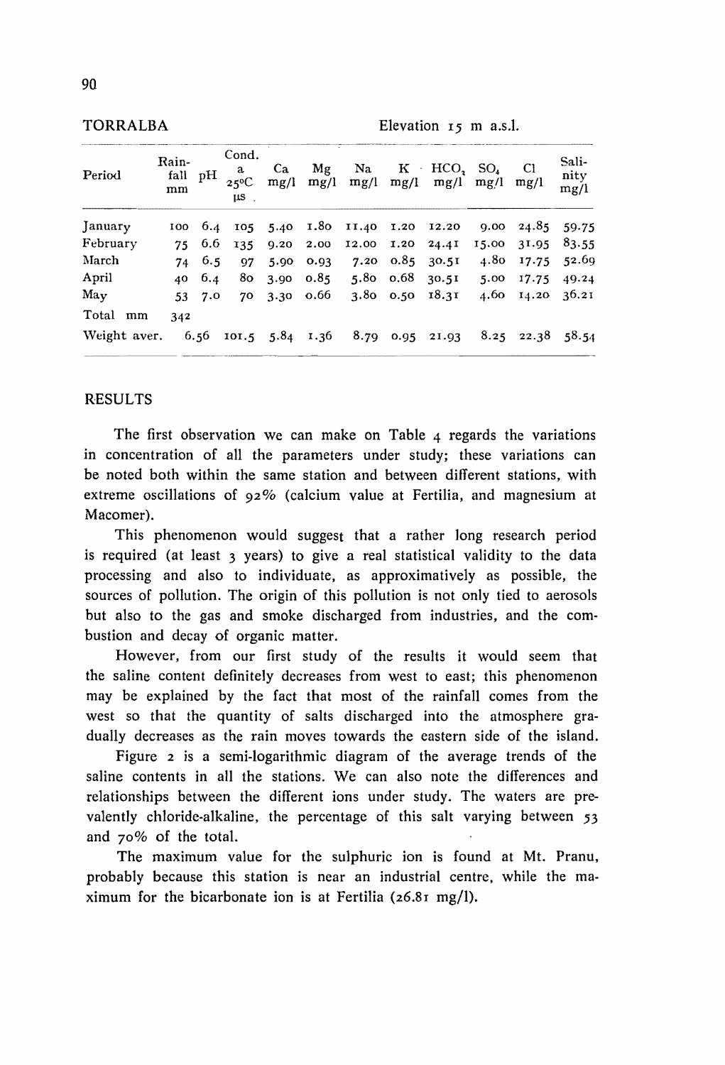TORRALBA Elevation 15 m a.s.l.

| Period | Rain-fall mm | pH | Cond. a 25°C µs | Ca mg/l | Mg mg/l | Na mg/l | K mg/l | $HCO_3$ mg/l | $SO_4$ mg/l | Cl mg/l | Sali-nity mg/l |
|---|---|---|---|---|---|---|---|---|---|---|---|
| January | 100 | 6.4 | 105 | 5.40 | 1.80 | 11.40 | 1.20 | 12.20 | 9.00 | 24.85 | 59.75 |
| February | 75 | 6.6 | 135 | 9.20 | 2.00 | 12.00 | 1.20 | 24.41 | 15.00 | 31.95 | 83.55 |
| March | 74 | 6.5 | 97 | 5.90 | 0.93 | 7.20 | 0.85 | 30.51 | 4.80 | 17.75 | 52.69 |
| April | 40 | 6.4 | 80 | 3.90 | 0.85 | 5.80 | 0.68 | 30.51 | 5.00 | 17.75 | 49.24 |
| May | 53 | 7.0 | 70 | 3.30 | 0.66 | 3.80 | 0.50 | 18.31 | 4.60 | 14.20 | 36.21 |
| Total mm | 342 | | | | | | | | | | |
| Weight aver. | | 6.56 | 101.5 | 5.84 | 1.36 | 8.79 | 0.95 | 21.93 | 8.25 | 22.38 | 58.54 |

## RESULTS

The first observation we can make on Table 4 regards the variations in concentration of all the parameters under study; these variations can be noted both within the same station and between different stations, with extreme oscillations of 92% (calcium value at Fertilia, and magnesium at Macomer).

This phenomenon would suggest that a rather long research period is required (at least 3 years) to give a real statistical validity to the data processing and also to individuate, as approximatively as possible, the sources of pollution. The origin of this pollution is not only tied to aerosols but also to the gas and smoke discharged from industries, and the combustion and decay of organic matter.

However, from our first study of the results it would seem that the saline content definitely decreases from west to east; this phenomenon may be explained by the fact that most of the rainfall comes from the west so that the quantity of salts discharged into the atmosphere gradually decreases as the rain moves towards the eastern side of the island.

Figure 2 is a semi-logarithmic diagram of the average trends of the saline contents in all the stations. We can also note the differences and relationships between the different ions under study. The waters are prevalently chloride-alkaline, the percentage of this salt varying between 53 and 70% of the total.

The maximum value for the sulphuric ion is found at Mt. Pranu, probably because this station is near an industrial centre, while the maximum for the bicarbonate ion is at Fertilia (26.81 mg/l).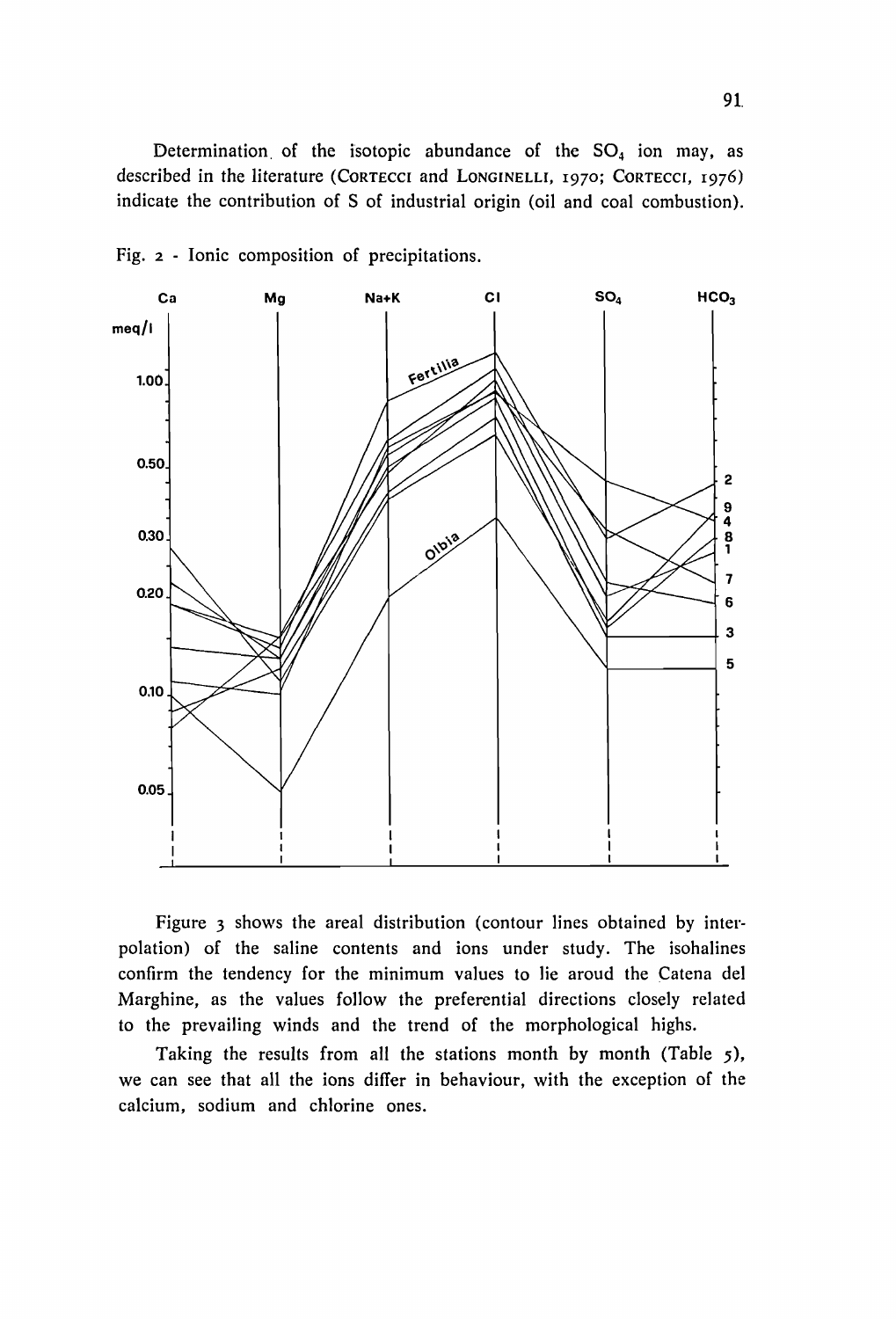Determination of the isotopic abundance of the $SO_4$ ion may, as described in the literature (CORTECCI and LONGINELLI, 1970; CORTECCI, 1976) indicate the contribution of S of industrial origin (oil and coal combustion).

Fig. 2 - Ionic composition of precipitations.

Figure 3 shows the areal distribution (contour lines obtained by interpolation) of the saline contents and ions under study. The isohalines confirm the tendency for the minimum values to lie aroud the Catena del Marghine, as the values follow the preferential directions closely related to the prevailing winds and the trend of the morphological highs.

Taking the results from all the stations month by month (Table 5), we can see that all the ions differ in behaviour, with the exception of the calcium, sodium and chlorine ones.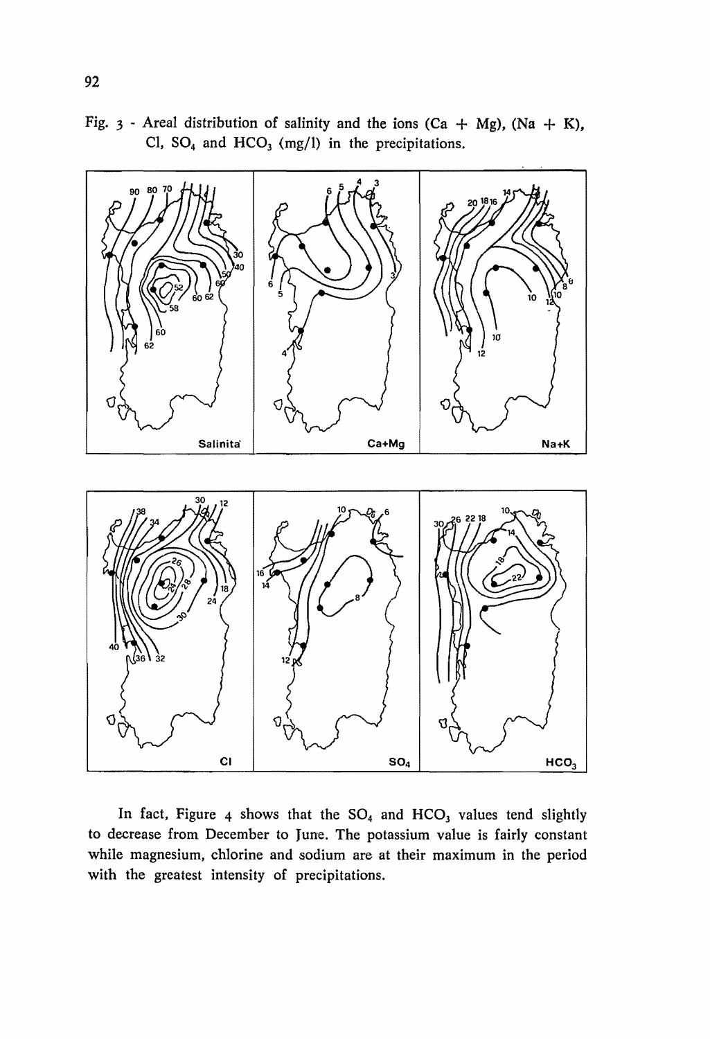Fig. 3 - Areal distribution of salinity and the ions (Ca + Mg), (Na + K), Cl, $SO_4$ and $HCO_3$ (mg/l) in the precipitations.

In fact, Figure 4 shows that the $SO_4$ and $HCO_3$ values tend slightly to decrease from December to June. The potassium value is fairly constant while magnesium, chlorine and sodium are at their maximum in the period with the greatest intensity of precipitations.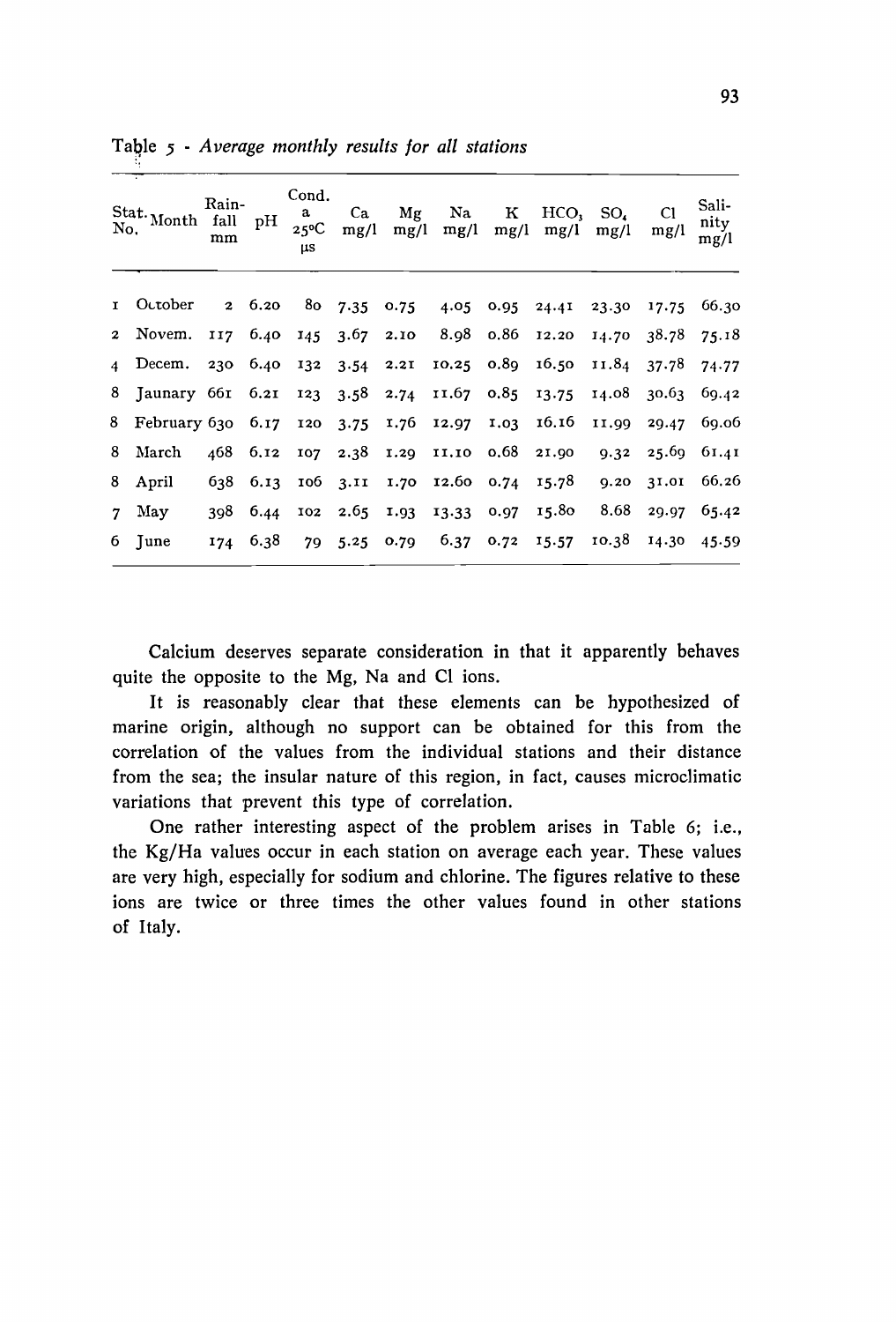Table 5 - *Average monthly results for all stations*

| Stat. No. | Month | Rain-fall mm | pH | Cond. a 25°C µs | Ca mg/l | Mg mg/l | Na mg/l | K mg/l | $HCO_3$ mg/l | $SO_4$ mg/l | Cl mg/l | Sali-nity mg/l |
|---|---|---|---|---|---|---|---|---|---|---|---|---|
| 1 | October | 2 | 6.20 | 80 | 7.35 | 0.75 | 4.05 | 0.95 | 24.41 | 23.30 | 17.75 | 66.30 |
| 2 | Novem. | 117 | 6.40 | 145 | 3.67 | 2.10 | 8.98 | 0.86 | 12.20 | 14.70 | 38.78 | 75.18 |
| 4 | Decem. | 230 | 6.40 | 132 | 3.54 | 2.21 | 10.25 | 0.89 | 16.50 | 11.84 | 37.78 | 74.77 |
| 8 | Jaunary | 661 | 6.21 | 123 | 3.58 | 2.74 | 11.67 | 0.85 | 13.75 | 14.08 | 30.63 | 69.42 |
| 8 | February | 630 | 6.17 | 120 | 3.75 | 1.76 | 12.97 | 1.03 | 16.16 | 11.99 | 29.47 | 69.06 |
| 8 | March | 468 | 6.12 | 107 | 2.38 | 1.29 | 11.10 | 0.68 | 21.90 | 9.32 | 25.69 | 61.41 |
| 8 | April | 638 | 6.13 | 106 | 3.11 | 1.70 | 12.60 | 0.74 | 15.78 | 9.20 | 31.01 | 66.26 |
| 7 | May | 398 | 6.44 | 102 | 2.65 | 1.93 | 13.33 | 0.97 | 15.80 | 8.68 | 29.97 | 65.42 |
| 6 | June | 174 | 6.38 | 79 | 5.25 | 0.79 | 6.37 | 0.72 | 15.57 | 10.38 | 14.30 | 45.59 |

Calcium deserves separate consideration in that it apparently behaves quite the opposite to the Mg, Na and Cl ions.

It is reasonably clear that these elements can be hypothesized of marine origin, although no support can be obtained for this from the correlation of the values from the individual stations and their distance from the sea; the insular nature of this region, in fact, causes microclimatic variations that prevent this type of correlation.

One rather interesting aspect of the problem arises in Table 6; i.e., the Kg/Ha values occur in each station on average each year. These values are very high, especially for sodium and chlorine. The figures relative to these ions are twice or three times the other values found in other stations of Italy.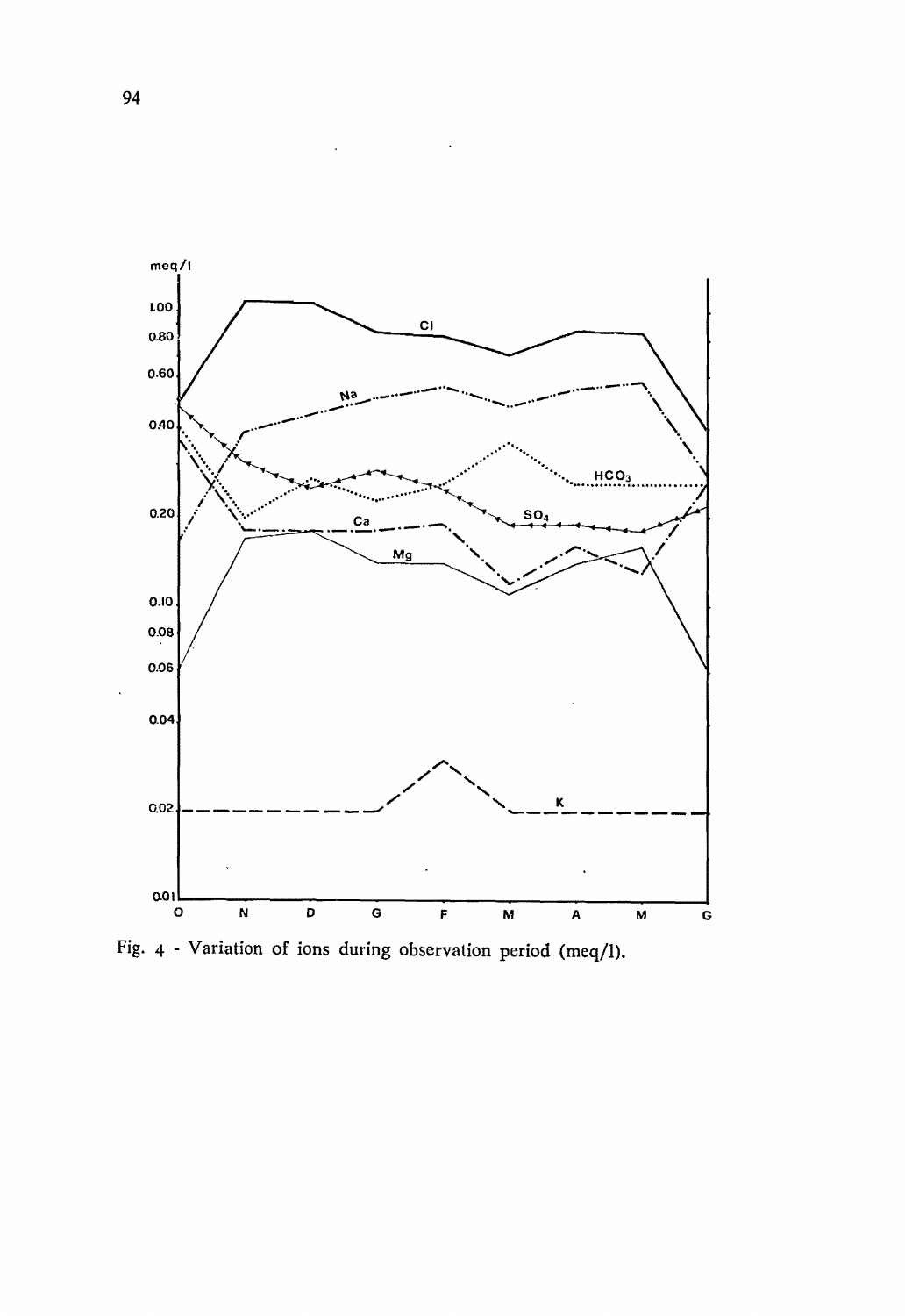Fig. 4 - Variation of ions during observation period (meq/l).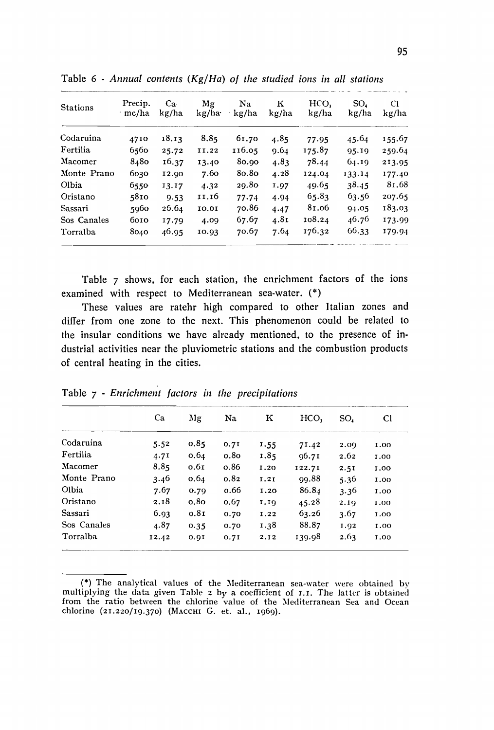Table 6 - *Annual contents (Kg/Ha) of the studied ions in all stations*

| Stations | Precip. mc/ha | Ca kg/ha | Mg kg/ha | Na kg/ha | K kg/ha | $HCO_3$ kg/ha | $SO_4$ kg/ha | Cl kg/ha |
|---|---|---|---|---|---|---|---|---|
| Codaruina | 4710 | 18.13 | 8.85 | 61.70 | 4.85 | 77.95 | 45.64 | 155.67 |
| Fertilia | 6560 | 25.72 | 11.22 | 116.05 | 9.64 | 175.87 | 95.19 | 259.64 |
| Macomer | 8480 | 16.37 | 13.40 | 80.90 | 4.83 | 78.44 | 64.19 | 213.95 |
| Monte Prano | 6030 | 12.90 | 7.60 | 80.80 | 4.28 | 124.04 | 133.14 | 177.40 |
| Olbia | 6550 | 13.17 | 4.32 | 29.80 | 1.97 | 49.65 | 38.45 | 81.68 |
| Oristano | 5810 | 9.53 | 11.16 | 77.74 | 4.94 | 65.83 | 63.56 | 207.65 |
| Sassari | 5960 | 26.64 | 10.01 | 70.86 | 4.47 | 81.06 | 94.05 | 183.03 |
| Sos Canales | 6010 | 17.79 | 4.09 | 67.67 | 4.81 | 108.24 | 46.76 | 173.99 |
| Torralba | 8040 | 46.95 | 10.93 | 70.67 | 7.64 | 176.32 | 66.33 | 179.94 |

Table 7 shows, for each station, the enrichment factors of the ions examined with respect to Mediterranean sea-water. (*)

These values are ratehr high compared to other Italian zones and differ from one zone to the next. This phenomenon could be related to the insular conditions we have already mentioned, to the presence of industrial activities near the pluviometric stations and the combustion products of central heating in the cities.

Table 7 - *Enrichment factors in the precipitations*

| | Ca | Mg | Na | K | $HCO_3$ | $SO_4$ | Cl |
|---|---|---|---|---|---|---|---|
| Codaruina | 5.52 | 0.85 | 0.71 | 1.55 | 71.42 | 2.09 | 1.00 |
| Fertilia | 4.71 | 0.64 | 0.80 | 1.85 | 96.71 | 2.62 | 1.00 |
| Macomer | 8.85 | 0.61 | 0.86 | 1.20 | 122.71 | 2.51 | 1.00 |
| Monte Prano | 3.46 | 0.64 | 0.82 | 1.21 | 99.88 | 5.36 | 1.00 |
| Olbia | 7.67 | 0.79 | 0.66 | 1.20 | 86.84 | 3.36 | 1.00 |
| Oristano | 2.18 | 0.80 | 0.67 | 1.19 | 45.28 | 2.19 | 1.00 |
| Sassari | 6.93 | 0.81 | 0.70 | 1.22 | 63.26 | 3.67 | 1.00 |
| Sos Canales | 4.87 | 0.35 | 0.70 | 1.38 | 88.87 | 1.92 | 1.00 |
| Torralba | 12.42 | 0.91 | 0.71 | 2.12 | 139.98 | 2.63 | 1.00 |

(*) The analytical values of the Mediterranean sea-water were obtained by multiplying the data given Table 2 by a coefficient of 1.1. The latter is obtained from the ratio between the chlorine value of the Mediterranean Sea and Ocean chlorine (21.220/19.370) (MACCHI G. et. al., 1969).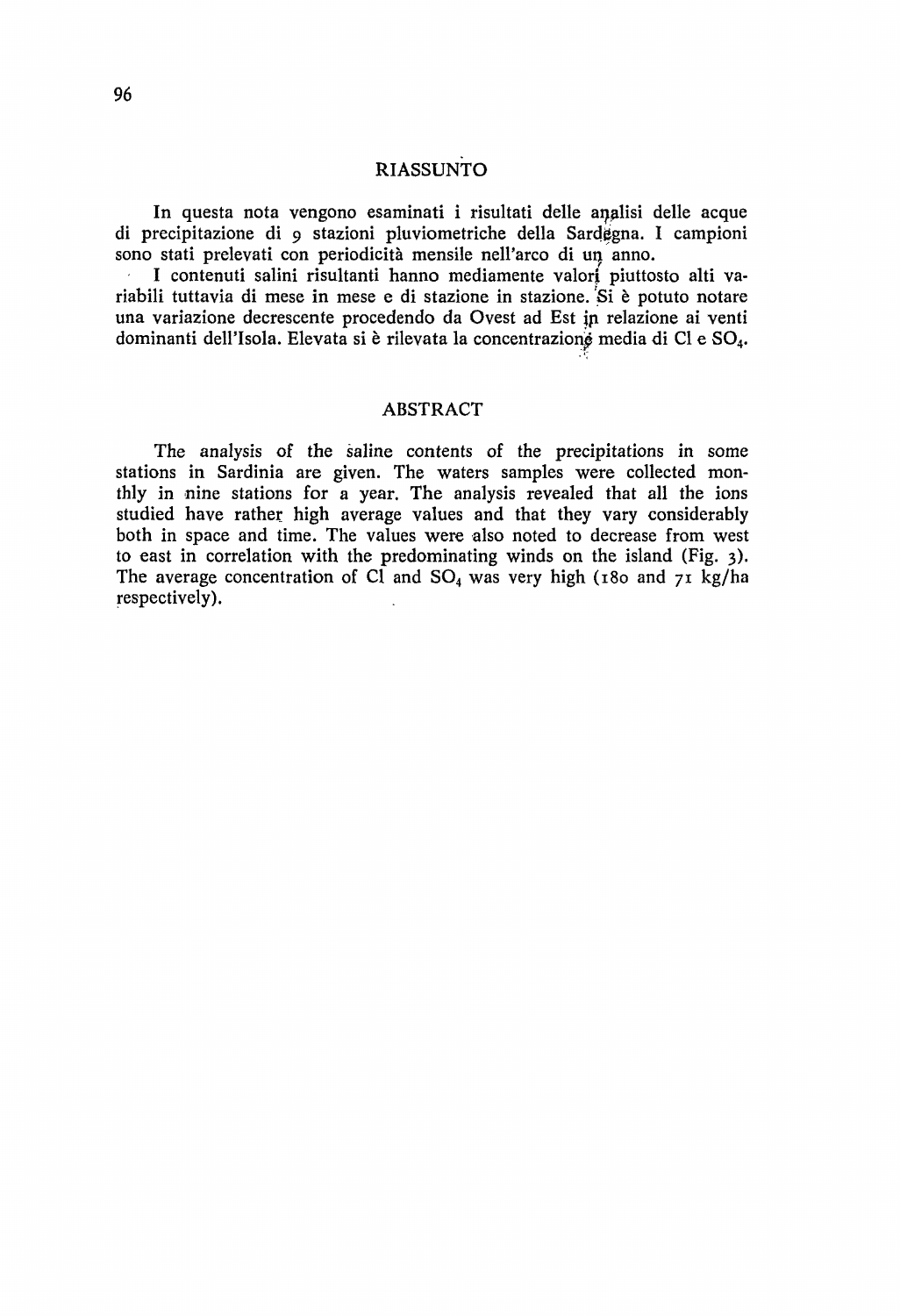## RIASSUNTO

In questa nota vengono esaminati i risultati delle analisi delle acque di precipitazione di 9 stazioni pluviometriche della Sardegna. I campioni sono stati prelevati con periodicità mensile nell'arco di un anno.

I contenuti salini risultanti hanno mediamente valori piuttosto alti variabili tuttavia di mese in mese e di stazione in stazione. Si è potuto notare una variazione decrescente procedendo da Ovest ad Est in relazione ai venti dominanti dell'Isola. Elevata si è rilevata la concentrazione media di Cl e $SO_4$.

## ABSTRACT

The analysis of the saline contents of the precipitations in some stations in Sardinia are given. The waters samples were collected monthly in nine stations for a year. The analysis revealed that all the ions studied have rather high average values and that they vary considerably both in space and time. The values were also noted to decrease from west to east in correlation with the predominating winds on the island (Fig. 3). The average concentration of Cl and $SO_4$ was very high (180 and 71 kg/ha respectively).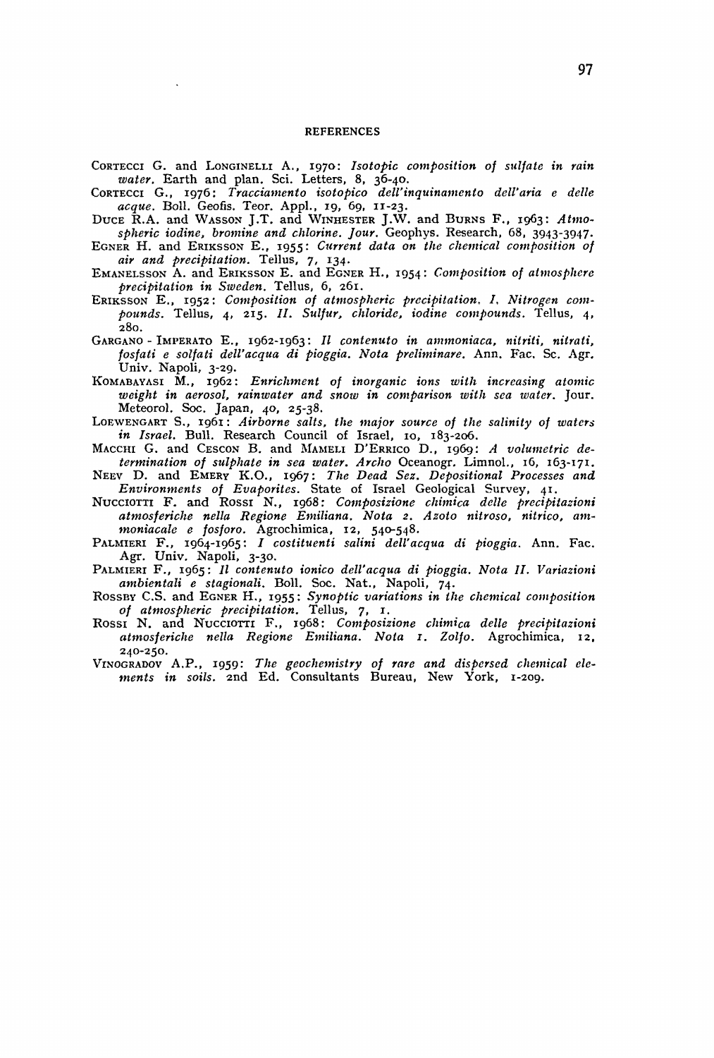## REFERENCES

CORTECCI G. and LONGINELLI A., 1970: *Isotopic composition of sulfate in rain water.* Earth and plan. Sci. Letters, 8, 36-40.

CORTECCI G., 1976: *Tracciamento isotopico dell'inquinamento dell'aria e delle acque.* Boll. Geofis. Teor. Appl., 19, 69, 11-23.

DUCE R.A. and WASSON J.T. and WINHESTER J.W. and BURNS F., 1963: *Atmospheric iodine, bromine and chlorine. Jour.* Geophys. Research, 68, 3943-3947.

EGNER H. and ERIKSSON E., 1955: *Current data on the chemical composition of air and precipitation.* Tellus, 7, 134.

EMANELSSON A. and ERIKSSON E. and EGNER H., 1954: *Composition of atmosphere precipitation in Sweden.* Tellus, 6, 261.

ERIKSSON E., 1952: *Composition of atmospheric precipitation. I. Nitrogen compounds.* Tellus, 4, 215. *II. Sulfur, chloride, iodine compounds.* Tellus, 4, 280.

GARGANO - IMPERATO E., 1962-1963: *Il contenuto in ammoniaca, nitriti, nitrati, fosfati e solfati dell'acqua di pioggia. Nota preliminare.* Ann. Fac. Sc. Agr. Univ. Napoli, 3-29.

KOMABAYASI M., 1962: *Enrichment of inorganic ions with increasing atomic weight in aerosol, rainwater and snow in comparison with sea water.* Jour. Meteorol. Soc. Japan, 40, 25-38.

LOEWENGART S., 1961: *Airborne salts, the major source of the salinity of waters in Israel.* Bull. Research Council of Israel, 10, 183-206.

MACCHI G. and CESCON B. and MAMELI D'ERRICO D., 1969: *A volumetric determination of sulphate in sea water. Archo* Oceanogr. Limnol., 16, 163-171.

NEEV D. and EMERY K.O., 1967: *The Dead Sez. Depositional Processes and Environments of Evaporites.* State of Israel Geological Survey, 41.

NUCCIOTTI F. and ROSSI N., 1968: *Composizione chimica delle precipitazioni atmosferiche nella Regione Emiliana. Nota 2. Azoto nitroso, nitrico, ammoniacale e fosforo.* Agrochimica, 12, 540-548.

PALMIERI F., 1964-1965: *I costituenti salini dell'acqua di pioggia.* Ann. Fac. Agr. Univ. Napoli, 3-30.

PALMIERI F., 1965: *Il contenuto ionico dell'acqua di pioggia. Nota II. Variazioni ambientali e stagionali.* Boll. Soc. Nat., Napoli, 74.

ROSSBY C.S. and EGNER H., 1955: *Synoptic variations in the chemical composition of atmospheric precipitation.* Tellus, 7, 1.

ROSSI N. and NUCCIOTTI F., 1968: *Composizione chimica delle precipitazioni atmosferiche nella Regione Emiliana. Nota 1. Zolfo.* Agrochimica, 12, 240-250.

VINOGRADOV A.P., 1959: *The geochemistry of rare and dispersed chemical elements in soils.* 2nd Ed. Consultants Bureau, New York, 1-209.